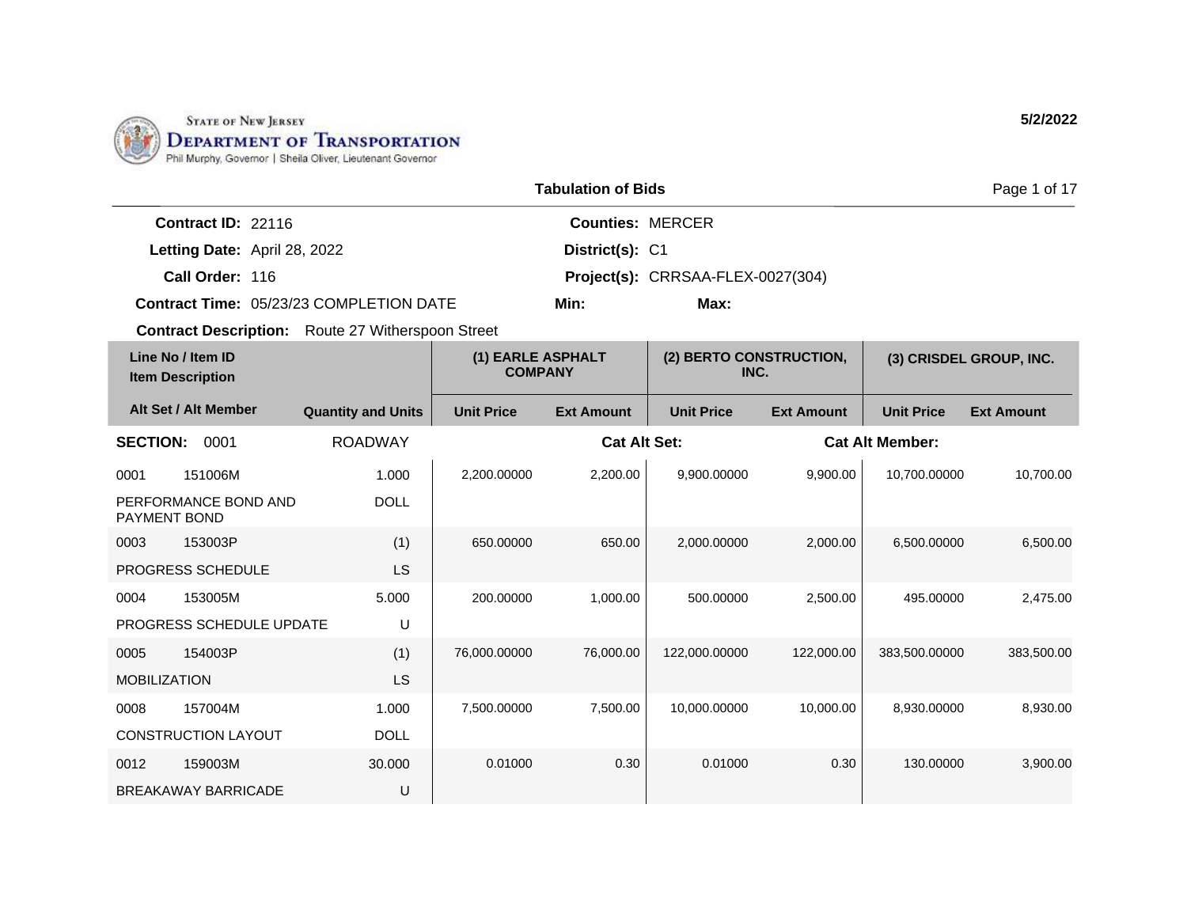State of New Jersey
**Department of Transportation**
Phil Murphy, Governor | Sheila Oliver, Lieutenant Governor

5/2/2022

## Tabulation of Bids

**Contract ID:** 22116
**Letting Date:** April 28, 2022
**Call Order:** 116
**Contract Time:** 05/23/23 COMPLETION DATE
**Contract Description:** Route 27 Witherspoon Street

**Counties:** MERCER
**District(s):** C1
**Project(s):** CRRSAA-FLEX-0027(304)
**Min:**
**Max:**

| Line No / Item ID / Item Description | | | (1) EARLE ASPHALT COMPANY | | (2) BERTO CONSTRUCTION, INC. | | (3) CRISDEL GROUP, INC. | |
|---|---|---|---|---|---|---|---|---|
| Alt Set / Alt Member | | Quantity and Units | Unit Price | Ext Amount | Unit Price | Ext Amount | Unit Price | Ext Amount |
| **SECTION:** 0001 | | ROADWAY | | **Cat Alt Set:** | | **Cat Alt Member:** | | |
| 0001 | 151006M | 1.000 | 2,200.00000 | 2,200.00 | 9,900.00000 | 9,900.00 | 10,700.00000 | 10,700.00 |
| PERFORMANCE BOND AND PAYMENT BOND | | DOLL | | | | | | |
| 0003 | 153003P | (1) | 650.00000 | 650.00 | 2,000.00000 | 2,000.00 | 6,500.00000 | 6,500.00 |
| PROGRESS SCHEDULE | | LS | | | | | | |
| 0004 | 153005M | 5.000 | 200.00000 | 1,000.00 | 500.00000 | 2,500.00 | 495.00000 | 2,475.00 |
| PROGRESS SCHEDULE UPDATE | | U | | | | | | |
| 0005 | 154003P | (1) | 76,000.00000 | 76,000.00 | 122,000.00000 | 122,000.00 | 383,500.00000 | 383,500.00 |
| MOBILIZATION | | LS | | | | | | |
| 0008 | 157004M | 1.000 | 7,500.00000 | 7,500.00 | 10,000.00000 | 10,000.00 | 8,930.00000 | 8,930.00 |
| CONSTRUCTION LAYOUT | | DOLL | | | | | | |
| 0012 | 159003M | 30.000 | 0.01000 | 0.30 | 0.01000 | 0.30 | 130.00000 | 3,900.00 |
| BREAKAWAY BARRICADE | | U | | | | | | |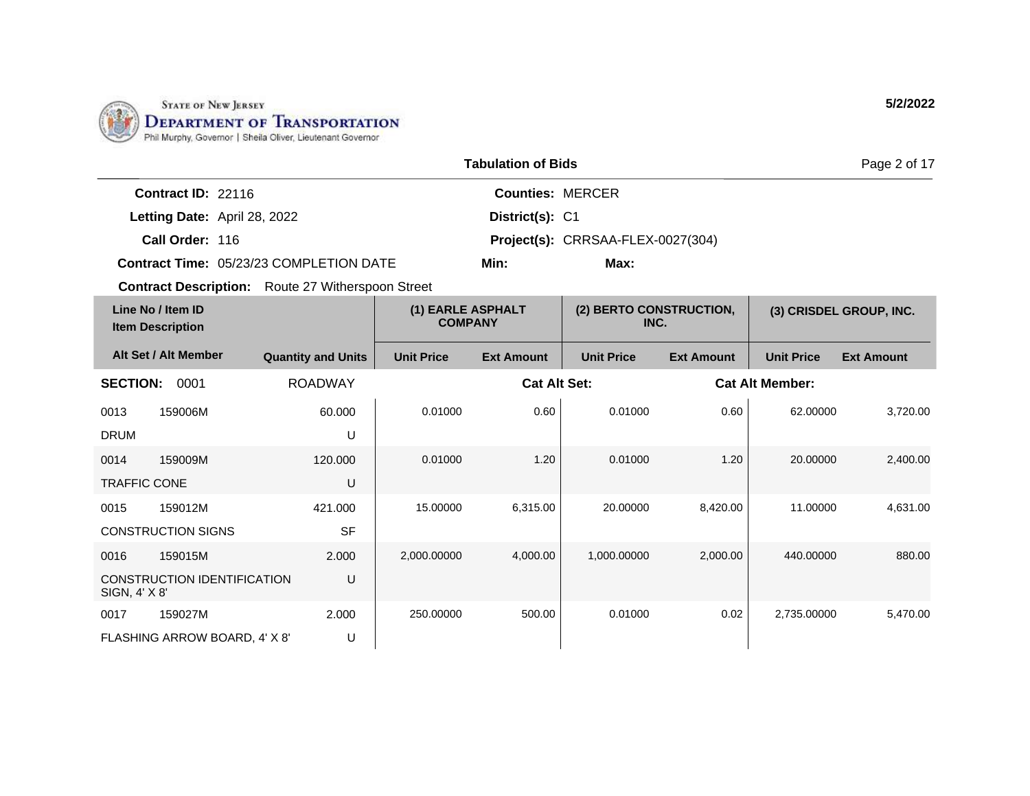STATE OF NEW JERSEY
DEPARTMENT OF TRANSPORTATION
Phil Murphy, Governor | Sheila Oliver, Lieutenant Governor

5/2/2022

## Tabulation of Bids

**Contract ID:** 22116
**Letting Date:** April 28, 2022
**Call Order:** 116
**Contract Time:** 05/23/23 COMPLETION DATE
**Contract Description:** Route 27 Witherspoon Street

**Counties:** MERCER
**District(s):** C1
**Project(s):** CRRSAA-FLEX-0027(304)
**Min:**
**Max:**

| Line No / Item ID / Item Description | | Alt Set / Alt Member — Quantity and Units | (1) EARLE ASPHALT COMPANY | | (2) BERTO CONSTRUCTION, INC. | | (3) CRISDEL GROUP, INC. | |
|---|---|---|---|---|---|---|---|---|
| | | | Unit Price | Ext Amount | Unit Price | Ext Amount | Unit Price | Ext Amount |
| **SECTION:** 0001 | | ROADWAY | | Cat Alt Set: | | Cat Alt Member: | | |
| 0013 | 159006M | 60.000 | 0.01000 | 0.60 | 0.01000 | 0.60 | 62.00000 | 3,720.00 |
| DRUM | | U | | | | | | |
| 0014 | 159009M | 120.000 | 0.01000 | 1.20 | 0.01000 | 1.20 | 20.00000 | 2,400.00 |
| TRAFFIC CONE | | U | | | | | | |
| 0015 | 159012M | 421.000 | 15.00000 | 6,315.00 | 20.00000 | 8,420.00 | 11.00000 | 4,631.00 |
| CONSTRUCTION SIGNS | | SF | | | | | | |
| 0016 | 159015M | 2.000 | 2,000.00000 | 4,000.00 | 1,000.00000 | 2,000.00 | 440.00000 | 880.00 |
| CONSTRUCTION IDENTIFICATION SIGN, 4' X 8' | | U | | | | | | |
| 0017 | 159027M | 2.000 | 250.00000 | 500.00 | 0.01000 | 0.02 | 2,735.00000 | 5,470.00 |
| FLASHING ARROW BOARD, 4' X 8' | | U | | | | | | |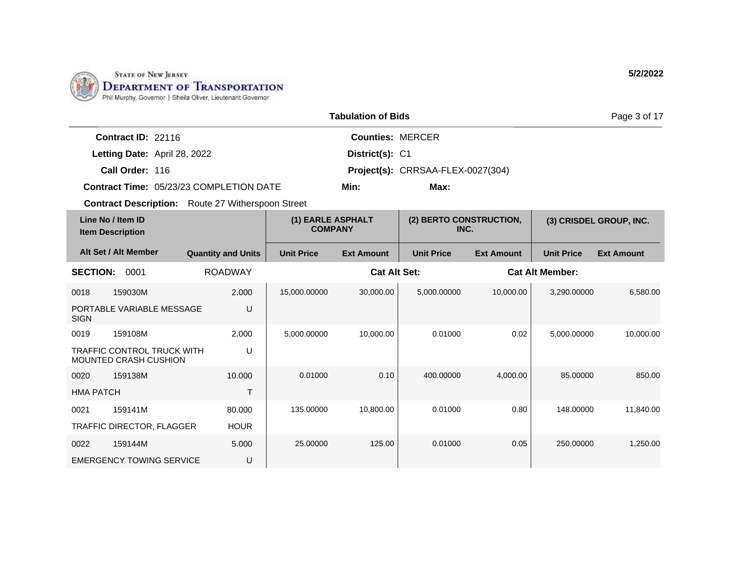STATE OF NEW JERSEY
DEPARTMENT OF TRANSPORTATION
Phil Murphy, Governor | Sheila Oliver, Lieutenant Governor

5/2/2022

**Tabulation of Bids**

**Contract ID:** 22116
**Letting Date:** April 28, 2022
**Call Order:** 116
**Contract Time:** 05/23/23 COMPLETION DATE
**Contract Description:** Route 27 Witherspoon Street

**Counties:** MERCER
**District(s):** C1
**Project(s):** CRRSAA-FLEX-0027(304)
**Min:**
**Max:**

| Line No / Item ID<br>Item Description | | | (1) EARLE ASPHALT COMPANY | | (2) BERTO CONSTRUCTION, INC. | | (3) CRISDEL GROUP, INC. | |
|---|---|---|---|---|---|---|---|---|
| Alt Set / Alt Member | | Quantity and Units | Unit Price | Ext Amount | Unit Price | Ext Amount | Unit Price | Ext Amount |
| **SECTION:** 0001 | | ROADWAY | | Cat Alt Set: | | Cat Alt Member: | | |
| 0018 | 159030M | 2.000 | 15,000.00000 | 30,000.00 | 5,000.00000 | 10,000.00 | 3,290.00000 | 6,580.00 |
| PORTABLE VARIABLE MESSAGE SIGN | | U | | | | | | |
| 0019 | 159108M | 2.000 | 5,000.00000 | 10,000.00 | 0.01000 | 0.02 | 5,000.00000 | 10,000.00 |
| TRAFFIC CONTROL TRUCK WITH MOUNTED CRASH CUSHION | | U | | | | | | |
| 0020 | 159138M | 10.000 | 0.01000 | 0.10 | 400.00000 | 4,000.00 | 85.00000 | 850.00 |
| HMA PATCH | | T | | | | | | |
| 0021 | 159141M | 80.000 | 135.00000 | 10,800.00 | 0.01000 | 0.80 | 148.00000 | 11,840.00 |
| TRAFFIC DIRECTOR, FLAGGER | | HOUR | | | | | | |
| 0022 | 159144M | 5.000 | 25.00000 | 125.00 | 0.01000 | 0.05 | 250.00000 | 1,250.00 |
| EMERGENCY TOWING SERVICE | | U | | | | | | |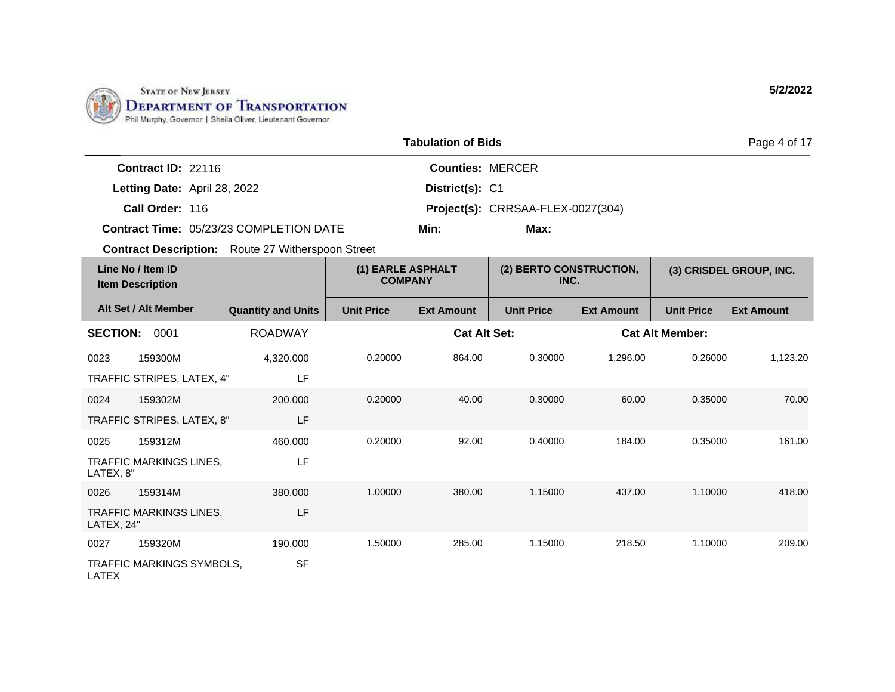State of New Jersey
Department of Transportation
Phil Murphy, Governor | Sheila Oliver, Lieutenant Governor

5/2/2022

## Tabulation of Bids

**Contract ID:** 22116
**Letting Date:** April 28, 2022
**Call Order:** 116
**Contract Time:** 05/23/23 COMPLETION DATE
**Contract Description:** Route 27 Witherspoon Street

**Counties:** MERCER
**District(s):** C1
**Project(s):** CRRSAA-FLEX-0027(304)
**Min:**
**Max:**

| Line No / Item ID / Item Description | | Quantity and Units | (1) EARLE ASPHALT COMPANY | | (2) BERTO CONSTRUCTION, INC. | | (3) CRISDEL GROUP, INC. | |
|---|---|---|---|---|---|---|---|---|
| Alt Set / Alt Member | | | Unit Price | Ext Amount | Unit Price | Ext Amount | Unit Price | Ext Amount |
| **SECTION:** 0001 | | ROADWAY | | **Cat Alt Set:** | | **Cat Alt Member:** | | |
| 0023 | 159300M | 4,320.000 | 0.20000 | 864.00 | 0.30000 | 1,296.00 | 0.26000 | 1,123.20 |
| TRAFFIC STRIPES, LATEX, 4" | | LF | | | | | | |
| 0024 | 159302M | 200.000 | 0.20000 | 40.00 | 0.30000 | 60.00 | 0.35000 | 70.00 |
| TRAFFIC STRIPES, LATEX, 8" | | LF | | | | | | |
| 0025 | 159312M | 460.000 | 0.20000 | 92.00 | 0.40000 | 184.00 | 0.35000 | 161.00 |
| TRAFFIC MARKINGS LINES, LATEX, 8" | | LF | | | | | | |
| 0026 | 159314M | 380.000 | 1.00000 | 380.00 | 1.15000 | 437.00 | 1.10000 | 418.00 |
| TRAFFIC MARKINGS LINES, LATEX, 24" | | LF | | | | | | |
| 0027 | 159320M | 190.000 | 1.50000 | 285.00 | 1.15000 | 218.50 | 1.10000 | 209.00 |
| TRAFFIC MARKINGS SYMBOLS, LATEX | | SF | | | | | | |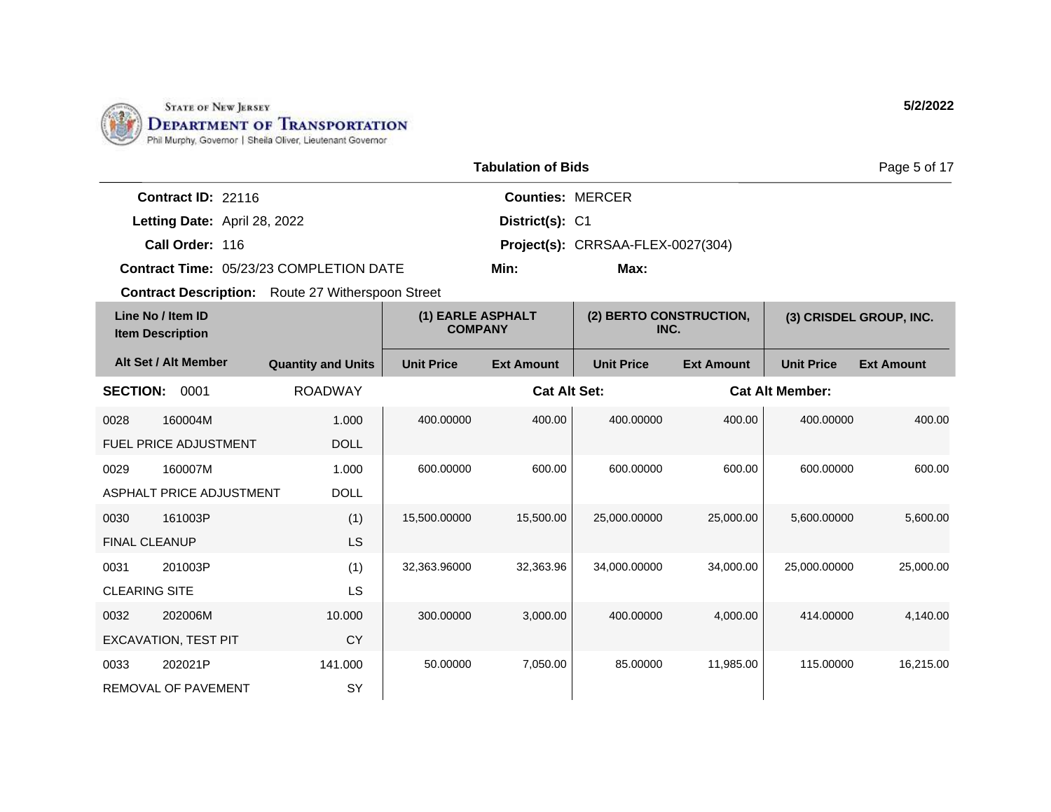STATE OF NEW JERSEY
**DEPARTMENT OF TRANSPORTATION**
Phil Murphy, Governor | Sheila Oliver, Lieutenant Governor

**5/2/2022**

**Tabulation of Bids**

**Contract ID:** 22116
**Letting Date:** April 28, 2022
**Call Order:** 116
**Contract Time:** 05/23/23 COMPLETION DATE
**Contract Description:** Route 27 Witherspoon Street

**Counties:** MERCER
**District(s):** C1
**Project(s):** CRRSAA-FLEX-0027(304)
**Min:**
**Max:**

| Line No / Item ID | Item Description | Quantity and Units | (1) EARLE ASPHALT COMPANY Unit Price | (1) EARLE ASPHALT COMPANY Ext Amount | (2) BERTO CONSTRUCTION, INC. Unit Price | (2) BERTO CONSTRUCTION, INC. Ext Amount | (3) CRISDEL GROUP, INC. Unit Price | (3) CRISDEL GROUP, INC. Ext Amount |
|---|---|---|---|---|---|---|---|---|
| **SECTION: 0001** | | ROADWAY | | **Cat Alt Set:** | | | **Cat Alt Member:** | |
| 0028 160004M | FUEL PRICE ADJUSTMENT | 1.000 DOLL | 400.00000 | 400.00 | 400.00000 | 400.00 | 400.00000 | 400.00 |
| 0029 160007M | ASPHALT PRICE ADJUSTMENT | 1.000 DOLL | 600.00000 | 600.00 | 600.00000 | 600.00 | 600.00000 | 600.00 |
| 0030 161003P | FINAL CLEANUP | (1) LS | 15,500.00000 | 15,500.00 | 25,000.00000 | 25,000.00 | 5,600.00000 | 5,600.00 |
| 0031 201003P | CLEARING SITE | (1) LS | 32,363.96000 | 32,363.96 | 34,000.00000 | 34,000.00 | 25,000.00000 | 25,000.00 |
| 0032 202006M | EXCAVATION, TEST PIT | 10.000 CY | 300.00000 | 3,000.00 | 400.00000 | 4,000.00 | 414.00000 | 4,140.00 |
| 0033 202021P | REMOVAL OF PAVEMENT | 141.000 SY | 50.00000 | 7,050.00 | 85.00000 | 11,985.00 | 115.00000 | 16,215.00 |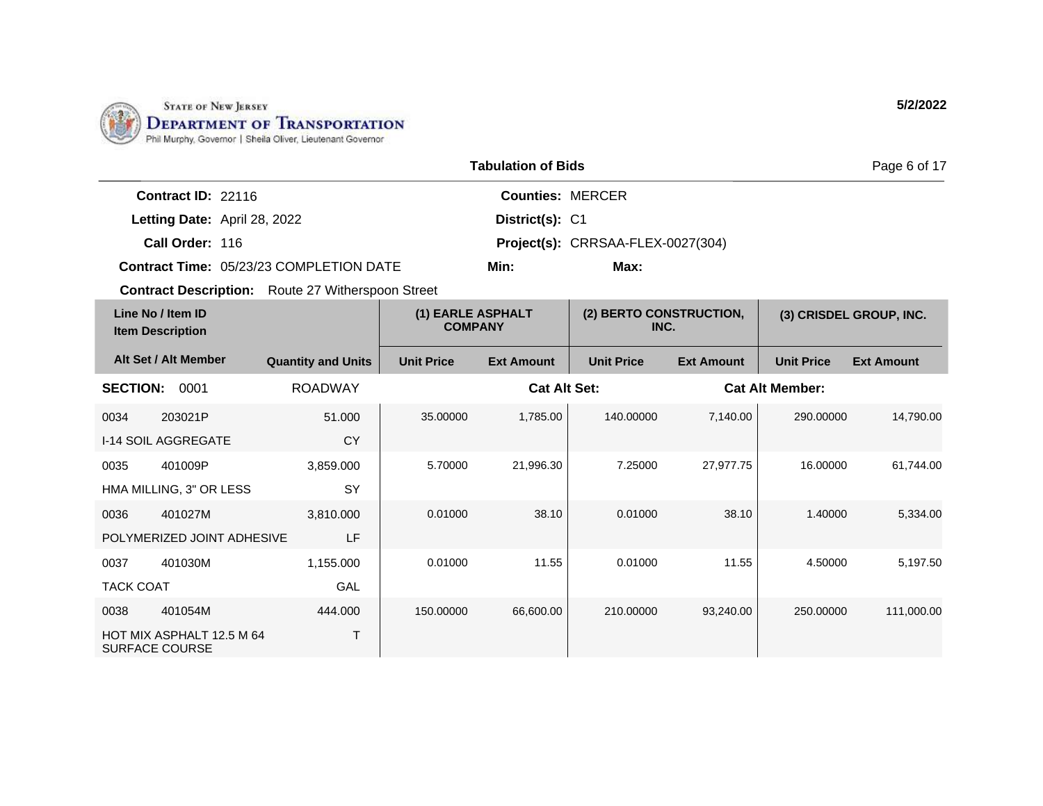State of New Jersey
Department of Transportation
Phil Murphy, Governor | Sheila Oliver, Lieutenant Governor

5/2/2022

## Tabulation of Bids

**Contract ID:** 22116
**Letting Date:** April 28, 2022
**Call Order:** 116
**Contract Time:** 05/23/23 COMPLETION DATE
**Contract Description:** Route 27 Witherspoon Street

**Counties:** MERCER
**District(s):** C1
**Project(s):** CRRSAA-FLEX-0027(304)
**Min:**
**Max:**

| Line No / Item ID / Item Description | Alt Set / Alt Member | Quantity and Units | (1) EARLE ASPHALT COMPANY Unit Price | (1) EARLE ASPHALT COMPANY Ext Amount | (2) BERTO CONSTRUCTION, INC. Unit Price | (2) BERTO CONSTRUCTION, INC. Ext Amount | (3) CRISDEL GROUP, INC. Unit Price | (3) CRISDEL GROUP, INC. Ext Amount |
|---|---|---|---|---|---|---|---|---|
| **SECTION: 0001** | | ROADWAY | **Cat Alt Set:** | | | **Cat Alt Member:** | | |
| 0034 203021P I-14 SOIL AGGREGATE | | 51.000 CY | 35.00000 | 1,785.00 | 140.00000 | 7,140.00 | 290.00000 | 14,790.00 |
| 0035 401009P HMA MILLING, 3" OR LESS | | 3,859.000 SY | 5.70000 | 21,996.30 | 7.25000 | 27,977.75 | 16.00000 | 61,744.00 |
| 0036 401027M POLYMERIZED JOINT ADHESIVE | | 3,810.000 LF | 0.01000 | 38.10 | 0.01000 | 38.10 | 1.40000 | 5,334.00 |
| 0037 401030M TACK COAT | | 1,155.000 GAL | 0.01000 | 11.55 | 0.01000 | 11.55 | 4.50000 | 5,197.50 |
| 0038 401054M HOT MIX ASPHALT 12.5 M 64 SURFACE COURSE | | 444.000 T | 150.00000 | 66,600.00 | 210.00000 | 93,240.00 | 250.00000 | 111,000.00 |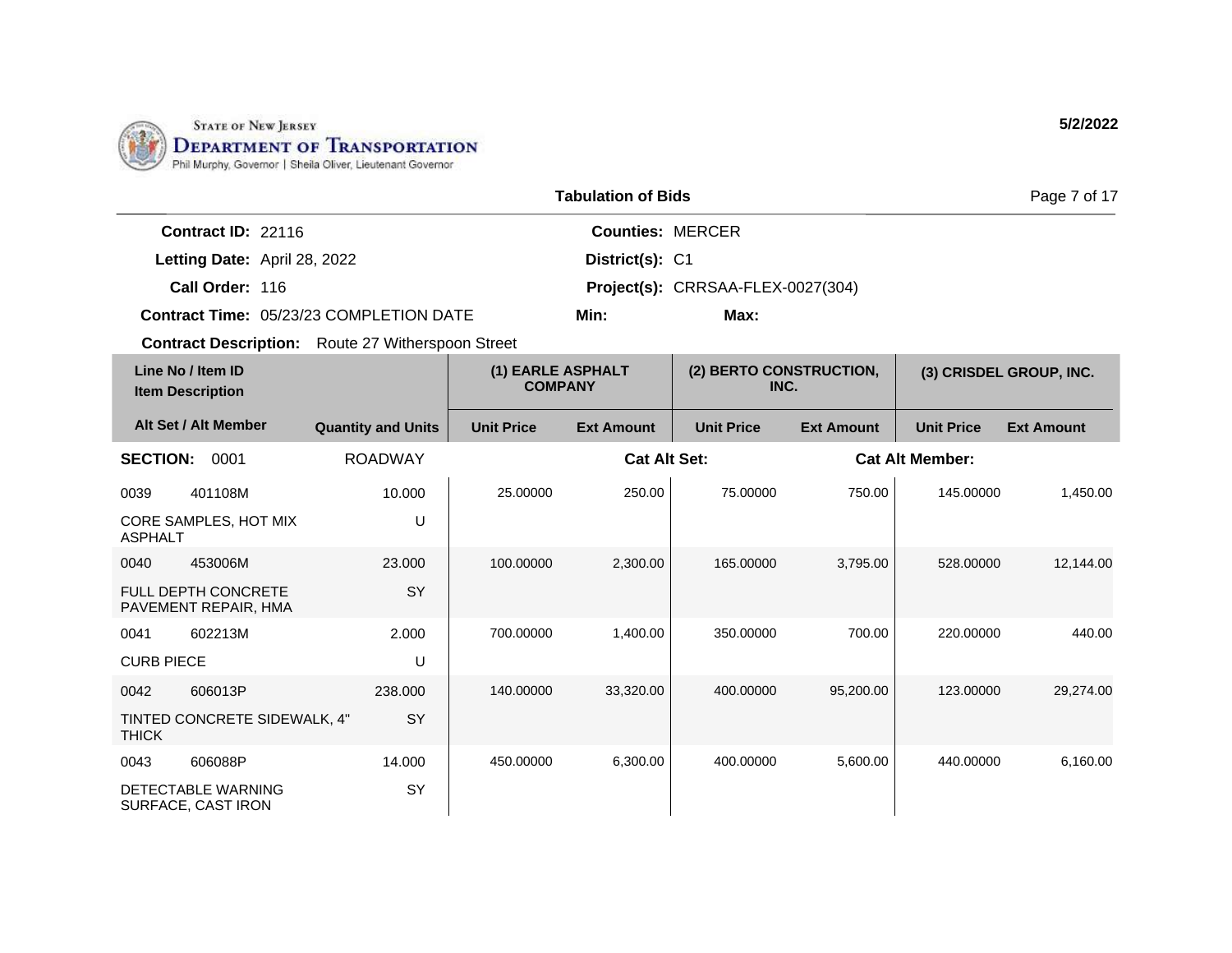STATE OF NEW JERSEY
DEPARTMENT OF TRANSPORTATION
Phil Murphy, Governor | Sheila Oliver, Lieutenant Governor

5/2/2022

## Tabulation of Bids

**Contract ID:** 22116
**Letting Date:** April 28, 2022
**Call Order:** 116
**Contract Time:** 05/23/23 COMPLETION DATE
**Counties:** MERCER
**District(s):** C1
**Project(s):** CRRSAA-FLEX-0027(304)
**Min:**
**Max:**
**Contract Description:** Route 27 Witherspoon Street

| Line No / Item ID / Item Description | Alt Set / Alt Member | Quantity and Units | (1) EARLE ASPHALT COMPANY Unit Price | (1) EARLE ASPHALT COMPANY Ext Amount | (2) BERTO CONSTRUCTION, INC. Unit Price | (2) BERTO CONSTRUCTION, INC. Ext Amount | (3) CRISDEL GROUP, INC. Unit Price | (3) CRISDEL GROUP, INC. Ext Amount |
|---|---|---|---|---|---|---|---|---|
| **SECTION: 0001** | | ROADWAY | | **Cat Alt Set:** | | **Cat Alt Member:** | | |
| 0039 401108M CORE SAMPLES, HOT MIX ASPHALT | | 10.000 U | 25.00000 | 250.00 | 75.00000 | 750.00 | 145.00000 | 1,450.00 |
| 0040 453006M FULL DEPTH CONCRETE PAVEMENT REPAIR, HMA | | 23.000 SY | 100.00000 | 2,300.00 | 165.00000 | 3,795.00 | 528.00000 | 12,144.00 |
| 0041 602213M CURB PIECE | | 2.000 U | 700.00000 | 1,400.00 | 350.00000 | 700.00 | 220.00000 | 440.00 |
| 0042 606013P TINTED CONCRETE SIDEWALK, 4" THICK | | 238.000 SY | 140.00000 | 33,320.00 | 400.00000 | 95,200.00 | 123.00000 | 29,274.00 |
| 0043 606088P DETECTABLE WARNING SURFACE, CAST IRON | | 14.000 SY | 450.00000 | 6,300.00 | 400.00000 | 5,600.00 | 440.00000 | 6,160.00 |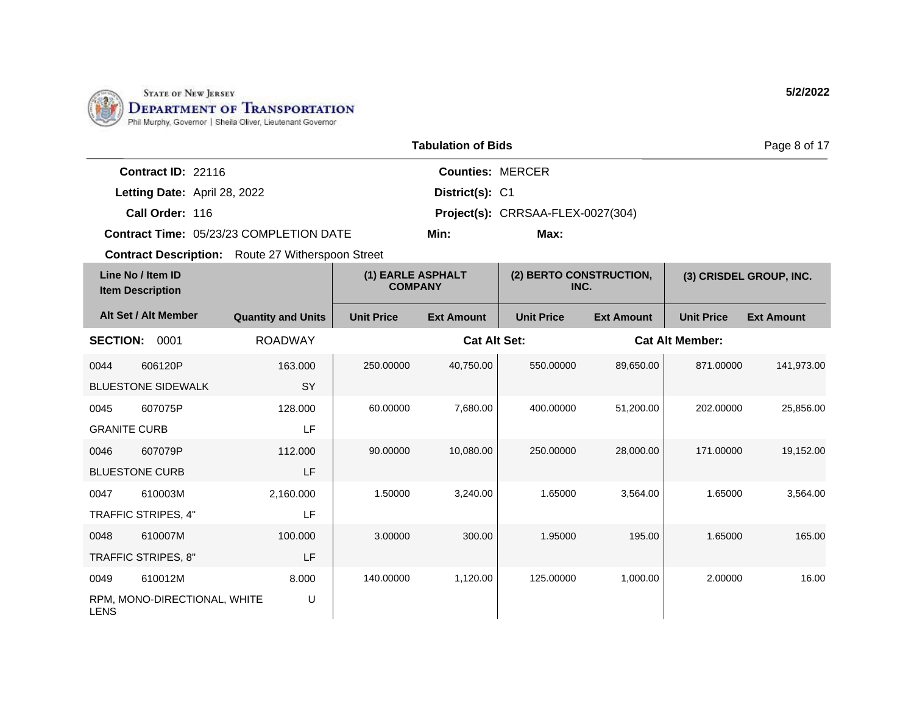State of New Jersey
Department of Transportation
Phil Murphy, Governor | Sheila Oliver, Lieutenant Governor

5/2/2022

**Tabulation of Bids**

**Contract ID:** 22116 | **Counties:** MERCER
**Letting Date:** April 28, 2022 | **District(s):** C1
**Call Order:** 116 | **Project(s):** CRRSAA-FLEX-0027(304)
**Contract Time:** 05/23/23 COMPLETION DATE | **Min:** | **Max:**
**Contract Description:** Route 27 Witherspoon Street

| Line No / Item ID / Item Description | Alt Set / Alt Member | Quantity and Units | (1) EARLE ASPHALT COMPANY Unit Price | (1) EARLE ASPHALT COMPANY Ext Amount | (2) BERTO CONSTRUCTION, INC. Unit Price | (2) BERTO CONSTRUCTION, INC. Ext Amount | (3) CRISDEL GROUP, INC. Unit Price | (3) CRISDEL GROUP, INC. Ext Amount |
|---|---|---|---|---|---|---|---|---|
| **SECTION: 0001** | | ROADWAY | | **Cat Alt Set:** | | **Cat Alt Member:** | | |
| 0044 606120P BLUESTONE SIDEWALK | | 163.000 SY | 250.00000 | 40,750.00 | 550.00000 | 89,650.00 | 871.00000 | 141,973.00 |
| 0045 607075P GRANITE CURB | | 128.000 LF | 60.00000 | 7,680.00 | 400.00000 | 51,200.00 | 202.00000 | 25,856.00 |
| 0046 607079P BLUESTONE CURB | | 112.000 LF | 90.00000 | 10,080.00 | 250.00000 | 28,000.00 | 171.00000 | 19,152.00 |
| 0047 610003M TRAFFIC STRIPES, 4" | | 2,160.000 LF | 1.50000 | 3,240.00 | 1.65000 | 3,564.00 | 1.65000 | 3,564.00 |
| 0048 610007M TRAFFIC STRIPES, 8" | | 100.000 LF | 3.00000 | 300.00 | 1.95000 | 195.00 | 1.65000 | 165.00 |
| 0049 610012M RPM, MONO-DIRECTIONAL, WHITE LENS | | 8.000 U | 140.00000 | 1,120.00 | 125.00000 | 1,000.00 | 2.00000 | 16.00 |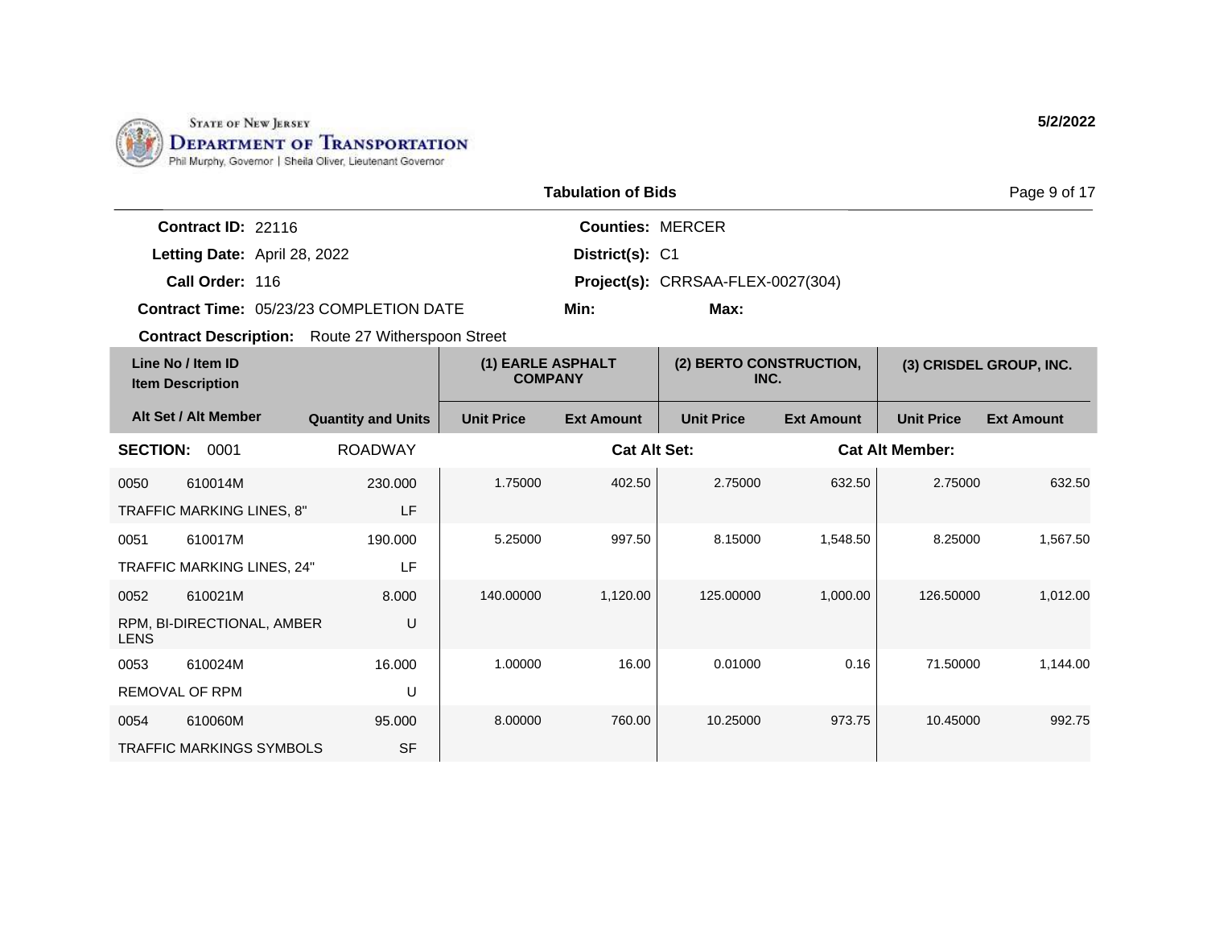STATE OF NEW JERSEY
**DEPARTMENT OF TRANSPORTATION**
Phil Murphy, Governor | Sheila Oliver, Lieutenant Governor

**5/2/2022**

## Tabulation of Bids

**Contract ID:** 22116
**Letting Date:** April 28, 2022
**Call Order:** 116
**Contract Time:** 05/23/23 COMPLETION DATE
**Contract Description:** Route 27 Witherspoon Street

**Counties:** MERCER
**District(s):** C1
**Project(s):** CRRSAA-FLEX-0027(304)
**Min:**
**Max:**

| Line No / Item ID | Item Description | Quantity and Units | (1) EARLE ASPHALT COMPANY | | (2) BERTO CONSTRUCTION, INC. | | (3) CRISDEL GROUP, INC. | |
|---|---|---|---|---|---|---|---|---|
| Alt Set / Alt Member | | | Unit Price | Ext Amount | Unit Price | Ext Amount | Unit Price | Ext Amount |
| **SECTION: 0001** | ROADWAY | | | **Cat Alt Set:** | | **Cat Alt Member:** | | |
| 0050 610014M | TRAFFIC MARKING LINES, 8" | 230.000 LF | 1.75000 | 402.50 | 2.75000 | 632.50 | 2.75000 | 632.50 |
| 0051 610017M | TRAFFIC MARKING LINES, 24" | 190.000 LF | 5.25000 | 997.50 | 8.15000 | 1,548.50 | 8.25000 | 1,567.50 |
| 0052 610021M | RPM, BI-DIRECTIONAL, AMBER LENS | 8.000 U | 140.00000 | 1,120.00 | 125.00000 | 1,000.00 | 126.50000 | 1,012.00 |
| 0053 610024M | REMOVAL OF RPM | 16.000 U | 1.00000 | 16.00 | 0.01000 | 0.16 | 71.50000 | 1,144.00 |
| 0054 610060M | TRAFFIC MARKINGS SYMBOLS | 95.000 SF | 8.00000 | 760.00 | 10.25000 | 973.75 | 10.45000 | 992.75 |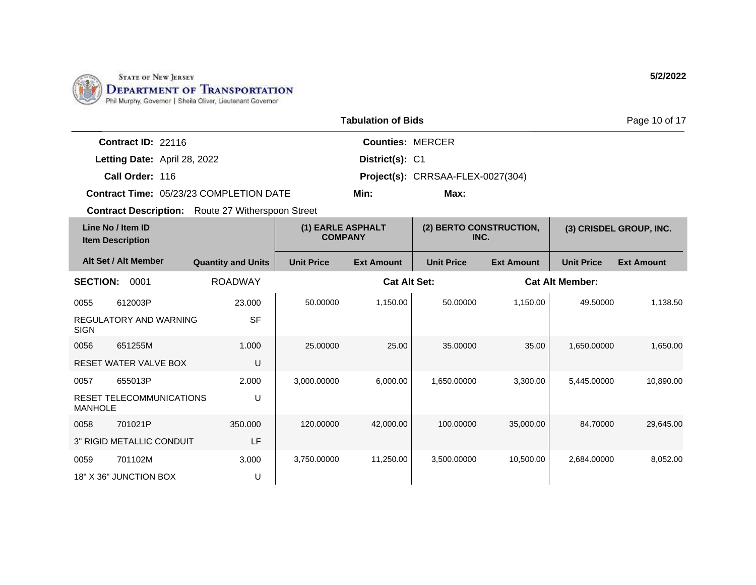STATE OF NEW JERSEY
DEPARTMENT OF TRANSPORTATION
Phil Murphy, Governor | Sheila Oliver, Lieutenant Governor

5/2/2022

## Tabulation of Bids

**Contract ID:** 22116
**Letting Date:** April 28, 2022
**Call Order:** 116
**Contract Time:** 05/23/23 COMPLETION DATE
**Contract Description:** Route 27 Witherspoon Street

**Counties:** MERCER
**District(s):** C1
**Project(s):** CRRSAA-FLEX-0027(304)
**Min:**
**Max:**

| Line No / Item ID / Item Description | | Quantity and Units | (1) EARLE ASPHALT COMPANY | | (2) BERTO CONSTRUCTION, INC. | | (3) CRISDEL GROUP, INC. | |
|---|---|---|---|---|---|---|---|---|
| Alt Set / Alt Member | | | Unit Price | Ext Amount | Unit Price | Ext Amount | Unit Price | Ext Amount |
| **SECTION:** 0001 | | ROADWAY | | **Cat Alt Set:** | | **Cat Alt Member:** | | |
| 0055 | 612003P | 23.000 | 50.00000 | 1,150.00 | 50.00000 | 1,150.00 | 49.50000 | 1,138.50 |
| REGULATORY AND WARNING SIGN | | SF | | | | | | |
| 0056 | 651255M | 1.000 | 25.00000 | 25.00 | 35.00000 | 35.00 | 1,650.00000 | 1,650.00 |
| RESET WATER VALVE BOX | | U | | | | | | |
| 0057 | 655013P | 2.000 | 3,000.00000 | 6,000.00 | 1,650.00000 | 3,300.00 | 5,445.00000 | 10,890.00 |
| RESET TELECOMMUNICATIONS MANHOLE | | U | | | | | | |
| 0058 | 701021P | 350.000 | 120.00000 | 42,000.00 | 100.00000 | 35,000.00 | 84.70000 | 29,645.00 |
| 3" RIGID METALLIC CONDUIT | | LF | | | | | | |
| 0059 | 701102M | 3.000 | 3,750.00000 | 11,250.00 | 3,500.00000 | 10,500.00 | 2,684.00000 | 8,052.00 |
| 18" X 36" JUNCTION BOX | | U | | | | | | |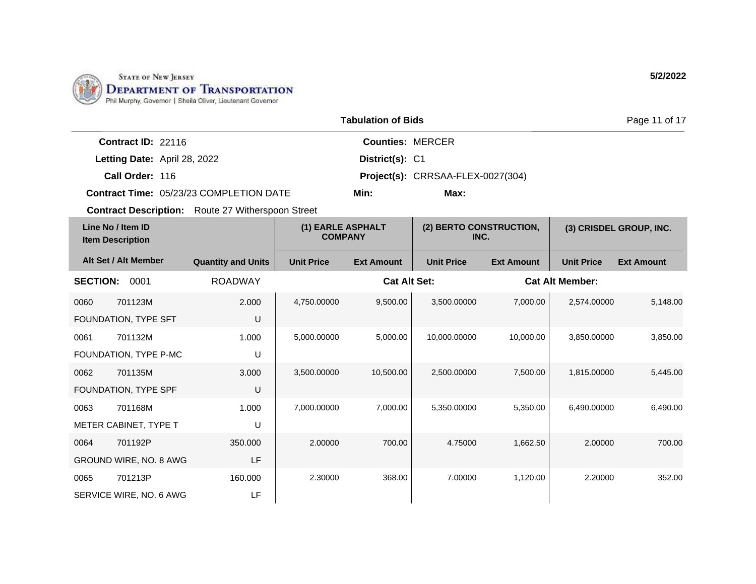**STATE OF NEW JERSEY**
**DEPARTMENT OF TRANSPORTATION**
Phil Murphy, Governor | Sheila Oliver, Lieutenant Governor

**5/2/2022**

## Tabulation of Bids

**Contract ID:** 22116
**Letting Date:** April 28, 2022
**Call Order:** 116
**Contract Time:** 05/23/23 COMPLETION DATE
**Contract Description:** Route 27 Witherspoon Street

**Counties:** MERCER
**District(s):** C1
**Project(s):** CRRSAA-FLEX-0027(304)
**Min:**
**Max:**

| Line No / Item ID | Item Description / Alt Set / Alt Member | Quantity and Units | (1) EARLE ASPHALT COMPANY Unit Price | (1) EARLE ASPHALT COMPANY Ext Amount | (2) BERTO CONSTRUCTION, INC. Unit Price | (2) BERTO CONSTRUCTION, INC. Ext Amount | (3) CRISDEL GROUP, INC. Unit Price | (3) CRISDEL GROUP, INC. Ext Amount |
|---|---|---|---|---|---|---|---|---|
| **SECTION: 0001** | ROADWAY | | | Cat Alt Set: | | Cat Alt Member: | | |
| 0060 701123M | FOUNDATION, TYPE SFT | 2.000 U | 4,750.00000 | 9,500.00 | 3,500.00000 | 7,000.00 | 2,574.00000 | 5,148.00 |
| 0061 701132M | FOUNDATION, TYPE P-MC | 1.000 U | 5,000.00000 | 5,000.00 | 10,000.00000 | 10,000.00 | 3,850.00000 | 3,850.00 |
| 0062 701135M | FOUNDATION, TYPE SPF | 3.000 U | 3,500.00000 | 10,500.00 | 2,500.00000 | 7,500.00 | 1,815.00000 | 5,445.00 |
| 0063 701168M | METER CABINET, TYPE T | 1.000 U | 7,000.00000 | 7,000.00 | 5,350.00000 | 5,350.00 | 6,490.00000 | 6,490.00 |
| 0064 701192P | GROUND WIRE, NO. 8 AWG | 350.000 LF | 2.00000 | 700.00 | 4.75000 | 1,662.50 | 2.00000 | 700.00 |
| 0065 701213P | SERVICE WIRE, NO. 6 AWG | 160.000 LF | 2.30000 | 368.00 | 7.00000 | 1,120.00 | 2.20000 | 352.00 |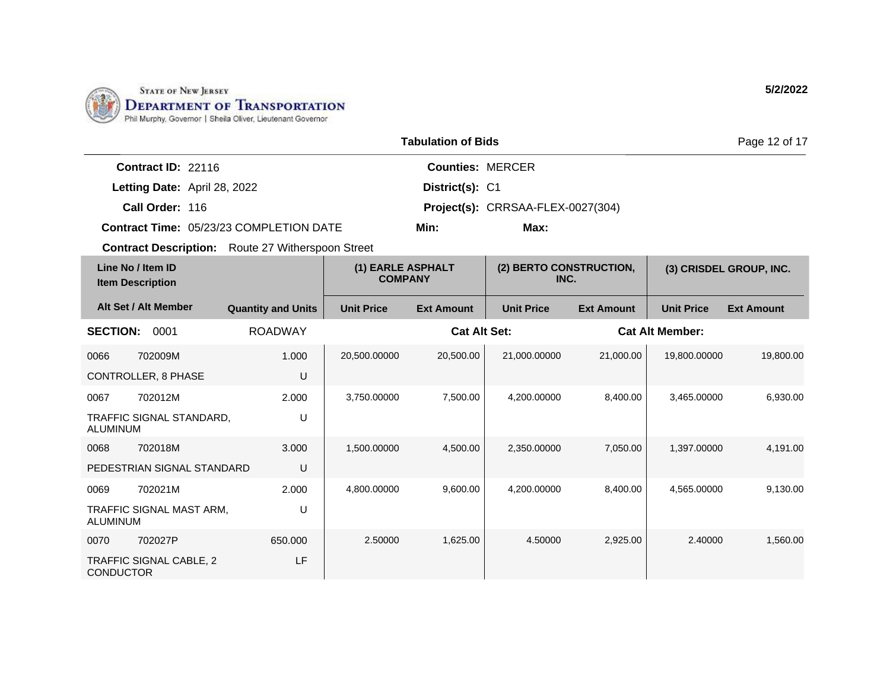STATE OF NEW JERSEY
DEPARTMENT OF TRANSPORTATION
Phil Murphy, Governor | Sheila Oliver, Lieutenant Governor

5/2/2022

## Tabulation of Bids

**Contract ID:** 22116
**Letting Date:** April 28, 2022
**Call Order:** 116
**Contract Time:** 05/23/23 COMPLETION DATE
**Contract Description:** Route 27 Witherspoon Street

**Counties:** MERCER
**District(s):** C1
**Project(s):** CRRSAA-FLEX-0027(304)
**Min:**
**Max:**

| Line No / Item ID / Item Description | Alt Set / Alt Member / Quantity and Units | (1) EARLE ASPHALT COMPANY Unit Price | (1) EARLE ASPHALT COMPANY Ext Amount | (2) BERTO CONSTRUCTION, INC. Unit Price | (2) BERTO CONSTRUCTION, INC. Ext Amount | (3) CRISDEL GROUP, INC. Unit Price | (3) CRISDEL GROUP, INC. Ext Amount |
|---|---|---|---|---|---|---|---|
| **SECTION: 0001** | ROADWAY | | **Cat Alt Set:** | | **Cat Alt Member:** | | |
| 0066 702009M CONTROLLER, 8 PHASE | 1.000 U | 20,500.00000 | 20,500.00 | 21,000.00000 | 21,000.00 | 19,800.00000 | 19,800.00 |
| 0067 702012M TRAFFIC SIGNAL STANDARD, ALUMINUM | 2.000 U | 3,750.00000 | 7,500.00 | 4,200.00000 | 8,400.00 | 3,465.00000 | 6,930.00 |
| 0068 702018M PEDESTRIAN SIGNAL STANDARD | 3.000 U | 1,500.00000 | 4,500.00 | 2,350.00000 | 7,050.00 | 1,397.00000 | 4,191.00 |
| 0069 702021M TRAFFIC SIGNAL MAST ARM, ALUMINUM | 2.000 U | 4,800.00000 | 9,600.00 | 4,200.00000 | 8,400.00 | 4,565.00000 | 9,130.00 |
| 0070 702027P TRAFFIC SIGNAL CABLE, 2 CONDUCTOR | 650.000 LF | 2.50000 | 1,625.00 | 4.50000 | 2,925.00 | 2.40000 | 1,560.00 |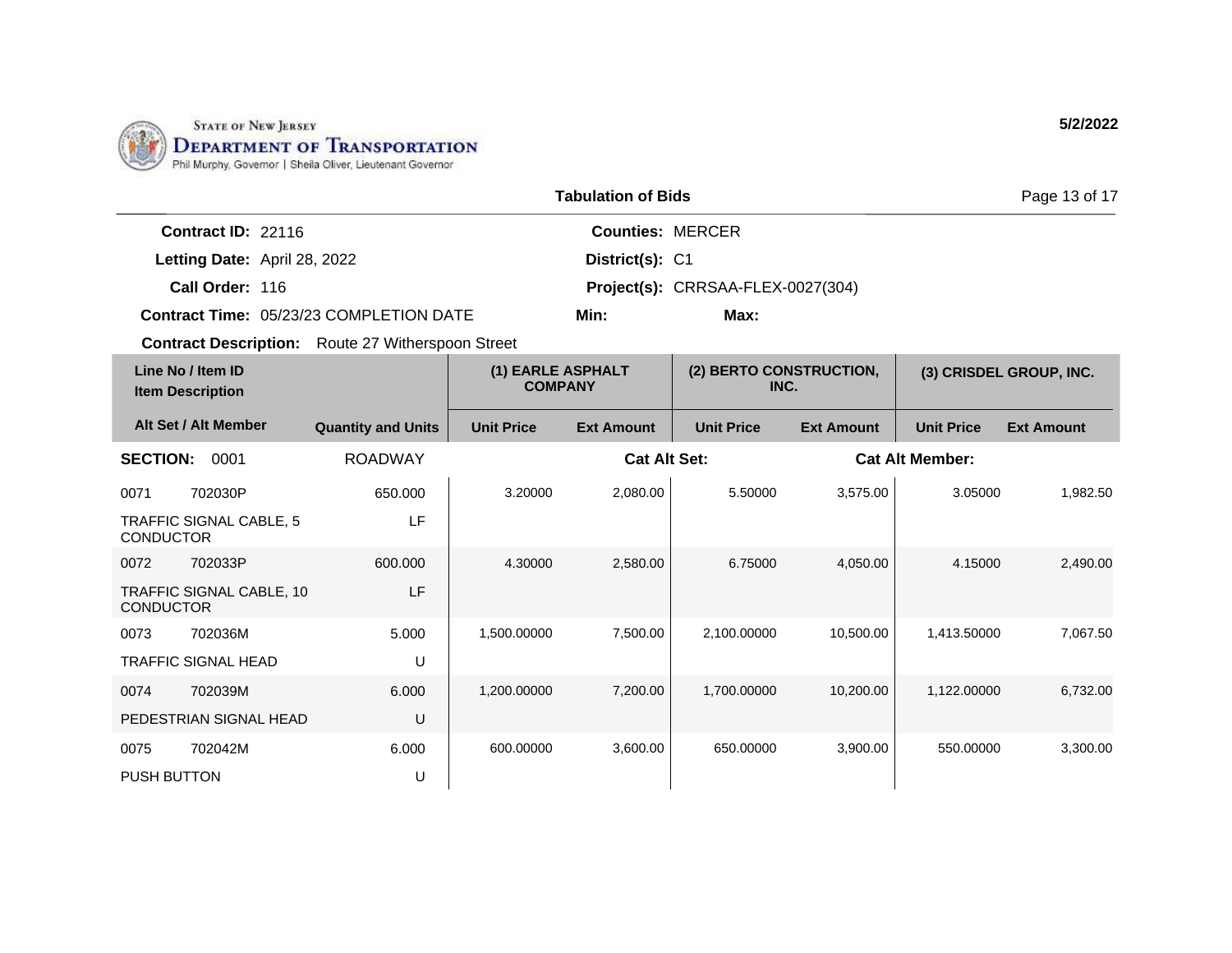STATE OF NEW JERSEY
**DEPARTMENT OF TRANSPORTATION**
Phil Murphy, Governor | Sheila Oliver, Lieutenant Governor

5/2/2022

## Tabulation of Bids

**Contract ID:** 22116
**Letting Date:** April 28, 2022
**Call Order:** 116
**Contract Time:** 05/23/23 COMPLETION DATE
**Contract Description:** Route 27 Witherspoon Street

**Counties:** MERCER
**District(s):** C1
**Project(s):** CRRSAA-FLEX-0027(304)
**Min:**
**Max:**

| Line No / Item ID / Item Description | Alt Set / Alt Member | Quantity and Units | (1) EARLE ASPHALT COMPANY Unit Price | (1) EARLE ASPHALT COMPANY Ext Amount | (2) BERTO CONSTRUCTION, INC. Unit Price | (2) BERTO CONSTRUCTION, INC. Ext Amount | (3) CRISDEL GROUP, INC. Unit Price | (3) CRISDEL GROUP, INC. Ext Amount |
|---|---|---|---|---|---|---|---|---|
| **SECTION: 0001** | | ROADWAY | | **Cat Alt Set:** | | **Cat Alt Member:** | | |
| 0071 702030P TRAFFIC SIGNAL CABLE, 5 CONDUCTOR | | 650.000 LF | 3.20000 | 2,080.00 | 5.50000 | 3,575.00 | 3.05000 | 1,982.50 |
| 0072 702033P TRAFFIC SIGNAL CABLE, 10 CONDUCTOR | | 600.000 LF | 4.30000 | 2,580.00 | 6.75000 | 4,050.00 | 4.15000 | 2,490.00 |
| 0073 702036M TRAFFIC SIGNAL HEAD | | 5.000 U | 1,500.00000 | 7,500.00 | 2,100.00000 | 10,500.00 | 1,413.50000 | 7,067.50 |
| 0074 702039M PEDESTRIAN SIGNAL HEAD | | 6.000 U | 1,200.00000 | 7,200.00 | 1,700.00000 | 10,200.00 | 1,122.00000 | 6,732.00 |
| 0075 702042M PUSH BUTTON | | 6.000 U | 600.00000 | 3,600.00 | 650.00000 | 3,900.00 | 550.00000 | 3,300.00 |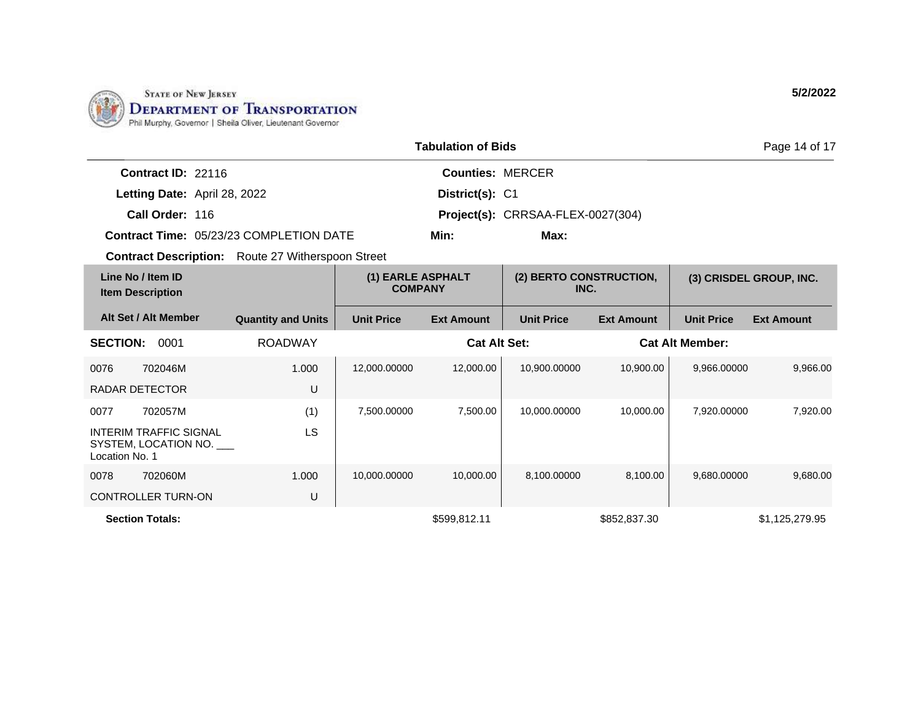STATE OF NEW JERSEY
DEPARTMENT OF TRANSPORTATION
Phil Murphy, Governor | Sheila Oliver, Lieutenant Governor

5/2/2022

## Tabulation of Bids

**Contract ID:** 22116
**Letting Date:** April 28, 2022
**Call Order:** 116
**Contract Time:** 05/23/23 COMPLETION DATE
**Contract Description:** Route 27 Witherspoon Street

**Counties:** MERCER
**District(s):** C1
**Project(s):** CRRSAA-FLEX-0027(304)
**Min:** **Max:**

| Line No / Item ID / Item Description | | (1) EARLE ASPHALT COMPANY | | (2) BERTO CONSTRUCTION, INC. | | (3) CRISDEL GROUP, INC. | |
|---|---|---|---|---|---|---|---|
| Alt Set / Alt Member | Quantity and Units | Unit Price | Ext Amount | Unit Price | Ext Amount | Unit Price | Ext Amount |
| **SECTION:** 0001 ROADWAY | | | **Cat Alt Set:** | | **Cat Alt Member:** | | |
| 0076 702046M RADAR DETECTOR | 1.000 U | 12,000.00000 | 12,000.00 | 10,900.00000 | 10,900.00 | 9,966.00000 | 9,966.00 |
| 0077 702057M INTERIM TRAFFIC SIGNAL SYSTEM, LOCATION NO. ___ Location No. 1 | (1) LS | 7,500.00000 | 7,500.00 | 10,000.00000 | 10,000.00 | 7,920.00000 | 7,920.00 |
| 0078 702060M CONTROLLER TURN-ON | 1.000 U | 10,000.00000 | 10,000.00 | 8,100.00000 | 8,100.00 | 9,680.00000 | 9,680.00 |
| **Section Totals:** | | | $599,812.11 | | $852,837.30 | | $1,125,279.95 |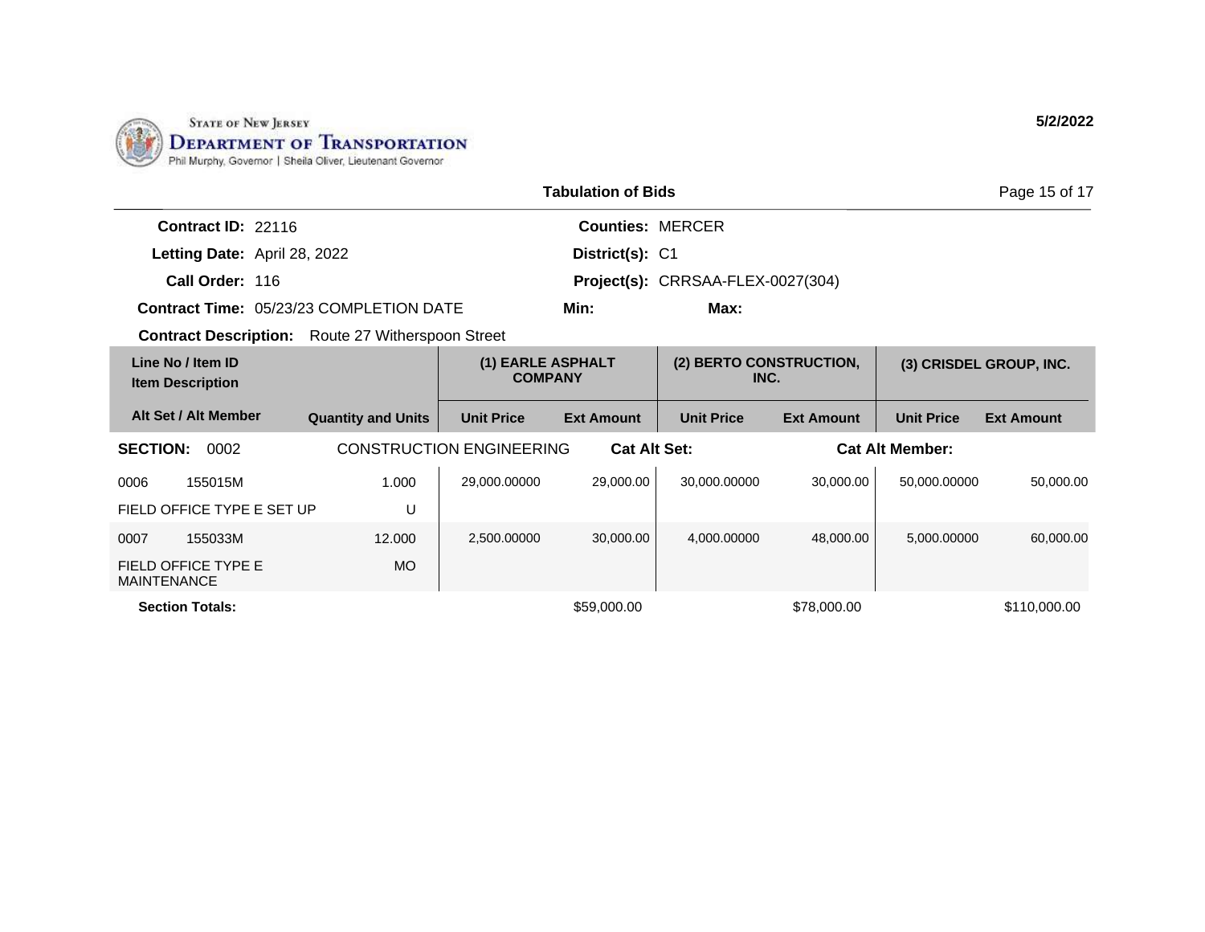STATE OF NEW JERSEY
**DEPARTMENT OF TRANSPORTATION**
Phil Murphy, Governor | Sheila Oliver, Lieutenant Governor

**5/2/2022**

## Tabulation of Bids

**Contract ID:** 22116
**Letting Date:** April 28, 2022
**Call Order:** 116
**Contract Time:** 05/23/23 COMPLETION DATE
**Contract Description:** Route 27 Witherspoon Street

**Counties:** MERCER
**District(s):** C1
**Project(s):** CRRSAA-FLEX-0027(304)
**Min:**
**Max:**

| Line No / Item ID | Item Description / Alt Set / Alt Member | Quantity and Units | (1) EARLE ASPHALT COMPANY Unit Price | (1) EARLE ASPHALT COMPANY Ext Amount | (2) BERTO CONSTRUCTION, INC. Unit Price | (2) BERTO CONSTRUCTION, INC. Ext Amount | (3) CRISDEL GROUP, INC. Unit Price | (3) CRISDEL GROUP, INC. Ext Amount |
|---|---|---|---|---|---|---|---|---|
| **SECTION: 0002** | CONSTRUCTION ENGINEERING | | **Cat Alt Set:** | | | **Cat Alt Member:** | | |
| 0006 155015M | FIELD OFFICE TYPE E SET UP | 1.000 U | 29,000.00000 | 29,000.00 | 30,000.00000 | 30,000.00 | 50,000.00000 | 50,000.00 |
| 0007 155033M | FIELD OFFICE TYPE E MAINTENANCE | 12.000 MO | 2,500.00000 | 30,000.00 | 4,000.00000 | 48,000.00 | 5,000.00000 | 60,000.00 |
| **Section Totals:** | | | | $59,000.00 | | $78,000.00 | | $110,000.00 |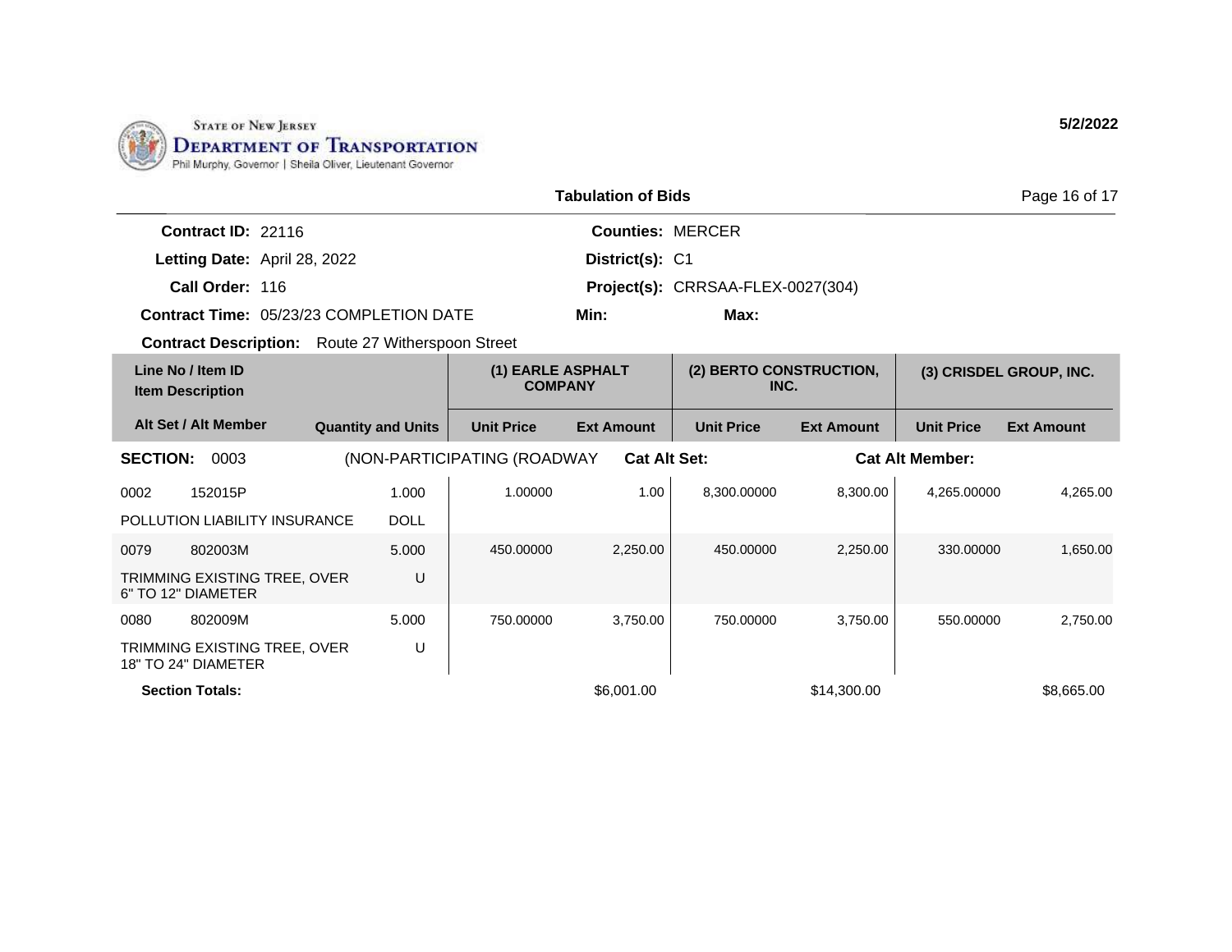STATE OF NEW JERSEY
DEPARTMENT OF TRANSPORTATION
Phil Murphy, Governor | Sheila Oliver, Lieutenant Governor

5/2/2022

## Tabulation of Bids

**Contract ID:** 22116
**Letting Date:** April 28, 2022
**Call Order:** 116
**Contract Time:** 05/23/23 COMPLETION DATE
**Contract Description:** Route 27 Witherspoon Street

**Counties:** MERCER
**District(s):** C1
**Project(s):** CRRSAA-FLEX-0027(304)
**Min:**
**Max:**

| Line No / Item ID<br>Item Description<br>Alt Set / Alt Member | Quantity and Units | (1) EARLE ASPHALT COMPANY<br>Unit Price | (1) EARLE ASPHALT COMPANY<br>Ext Amount | (2) BERTO CONSTRUCTION, INC.<br>Unit Price | (2) BERTO CONSTRUCTION, INC.<br>Ext Amount | (3) CRISDEL GROUP, INC.<br>Unit Price | (3) CRISDEL GROUP, INC.<br>Ext Amount |
|---|---|---|---|---|---|---|---|
| **SECTION: 0003** (NON-PARTICIPATING (ROADWAY **Cat Alt Set:** **Cat Alt Member:** | | | | | | | |
| 0002 152015P<br>POLLUTION LIABILITY INSURANCE | 1.000<br>DOLL | 1.00000 | 1.00 | 8,300.00000 | 8,300.00 | 4,265.00000 | 4,265.00 |
| 0079 802003M<br>TRIMMING EXISTING TREE, OVER 6" TO 12" DIAMETER | 5.000<br>U | 450.00000 | 2,250.00 | 450.00000 | 2,250.00 | 330.00000 | 1,650.00 |
| 0080 802009M<br>TRIMMING EXISTING TREE, OVER 18" TO 24" DIAMETER | 5.000<br>U | 750.00000 | 3,750.00 | 750.00000 | 3,750.00 | 550.00000 | 2,750.00 |
| **Section Totals:** | | | $6,001.00 | | $14,300.00 | | $8,665.00 |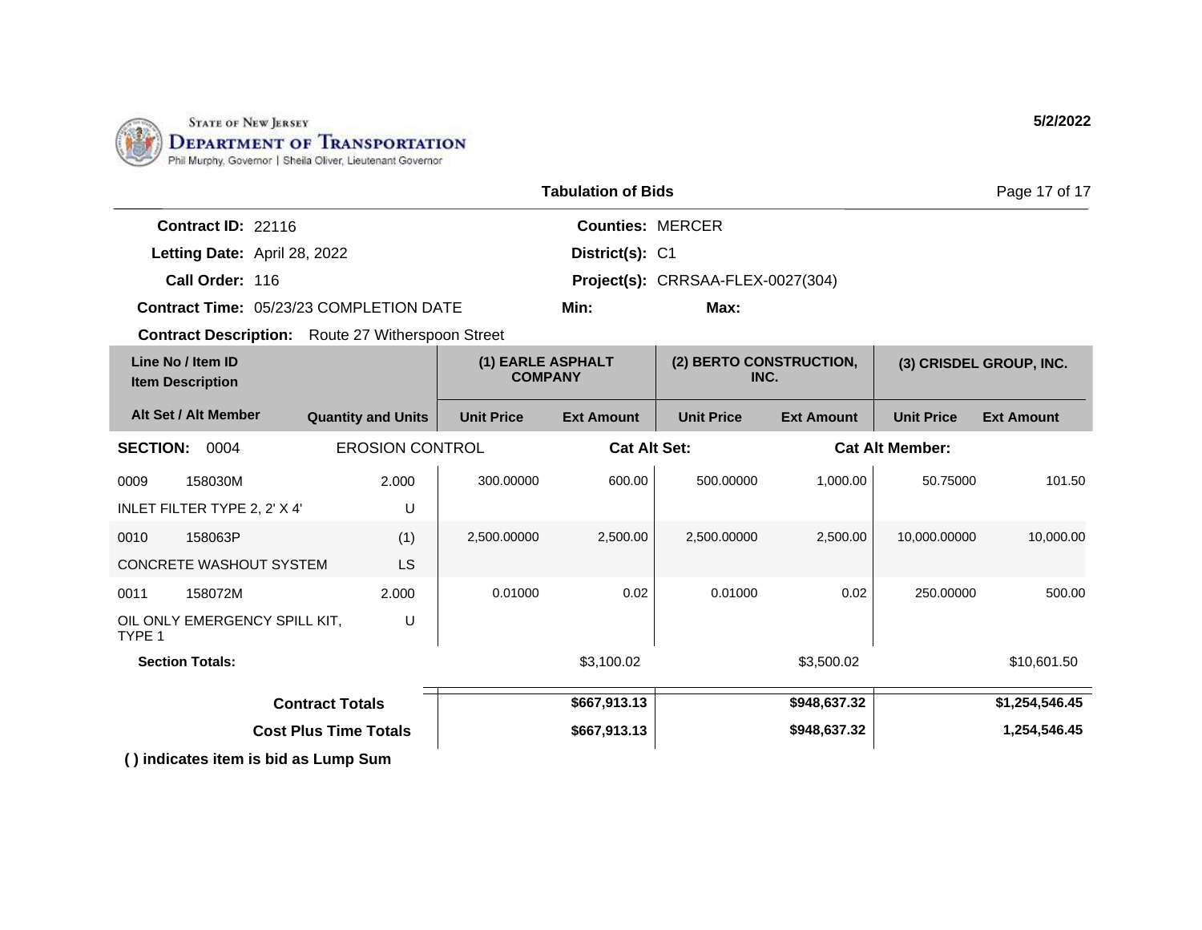STATE OF NEW JERSEY
DEPARTMENT OF TRANSPORTATION
Phil Murphy, Governor | Sheila Oliver, Lieutenant Governor

5/2/2022

## Tabulation of Bids

**Contract ID:** 22116
**Letting Date:** April 28, 2022
**Call Order:** 116
**Contract Time:** 05/23/23 COMPLETION DATE
**Contract Description:** Route 27 Witherspoon Street

**Counties:** MERCER
**District(s):** C1
**Project(s):** CRRSAA-FLEX-0027(304)
**Min:**
**Max:**

| Line No / Item ID | Item Description / Alt Set / Alt Member | Quantity and Units | (1) EARLE ASPHALT COMPANY Unit Price | (1) EARLE ASPHALT COMPANY Ext Amount | (2) BERTO CONSTRUCTION, INC. Unit Price | (2) BERTO CONSTRUCTION, INC. Ext Amount | (3) CRISDEL GROUP, INC. Unit Price | (3) CRISDEL GROUP, INC. Ext Amount |
|---|---|---|---|---|---|---|---|---|
| **SECTION: 0004** | EROSION CONTROL | | Cat Alt Set: | | | Cat Alt Member: | | |
| 0009 158030M | INLET FILTER TYPE 2, 2' X 4' | 2.000 U | 300.00000 | 600.00 | 500.00000 | 1,000.00 | 50.75000 | 101.50 |
| 0010 158063P | CONCRETE WASHOUT SYSTEM | (1) LS | 2,500.00000 | 2,500.00 | 2,500.00000 | 2,500.00 | 10,000.00000 | 10,000.00 |
| 0011 158072M | OIL ONLY EMERGENCY SPILL KIT, TYPE 1 | 2.000 U | 0.01000 | 0.02 | 0.01000 | 0.02 | 250.00000 | 500.00 |
| **Section Totals:** | | | | $3,100.02 | | $3,500.02 | | $10,601.50 |
| **Contract Totals** | | | | **$667,913.13** | | **$948,637.32** | | **$1,254,546.45** |
| **Cost Plus Time Totals** | | | | **$667,913.13** | | **$948,637.32** | | **1,254,546.45** |

**( ) indicates item is bid as Lump Sum**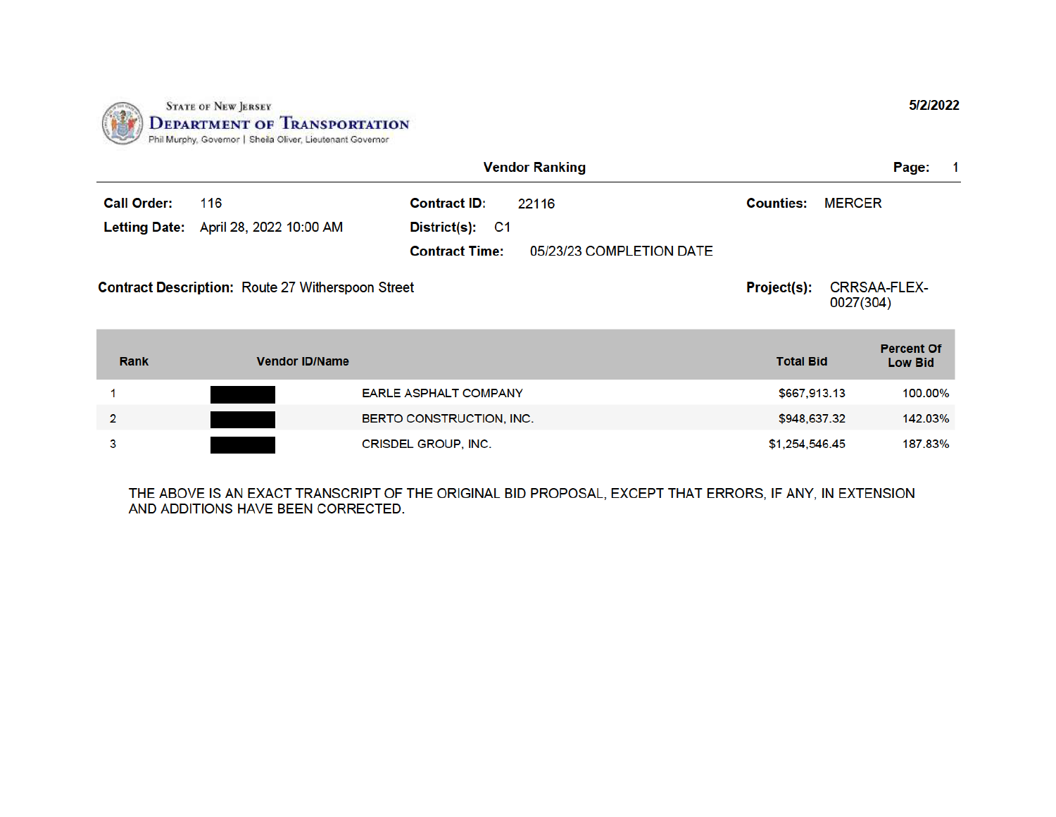STATE OF NEW JERSEY
DEPARTMENT OF TRANSPORTATION
Phil Murphy, Governor | Sheila Oliver, Lieutenant Governor

5/2/2022

## Vendor Ranking

**Call Order:** 116
**Letting Date:** April 28, 2022 10:00 AM

**Contract ID:** 22116
**District(s):** C1
**Contract Time:** 05/23/23 COMPLETION DATE

**Counties:** MERCER

**Contract Description:** Route 27 Witherspoon Street

**Project(s):** CRRSAA-FLEX-0027(304)

| Rank | Vendor ID/Name | | Total Bid | Percent Of Low Bid |
|---|---|---|---|---|
| 1 | ███ | EARLE ASPHALT COMPANY | $667,913.13 | 100.00% |
| 2 | ███ | BERTO CONSTRUCTION, INC. | $948,637.32 | 142.03% |
| 3 | ███ | CRISDEL GROUP, INC. | $1,254,546.45 | 187.83% |

THE ABOVE IS AN EXACT TRANSCRIPT OF THE ORIGINAL BID PROPOSAL, EXCEPT THAT ERRORS, IF ANY, IN EXTENSION AND ADDITIONS HAVE BEEN CORRECTED.